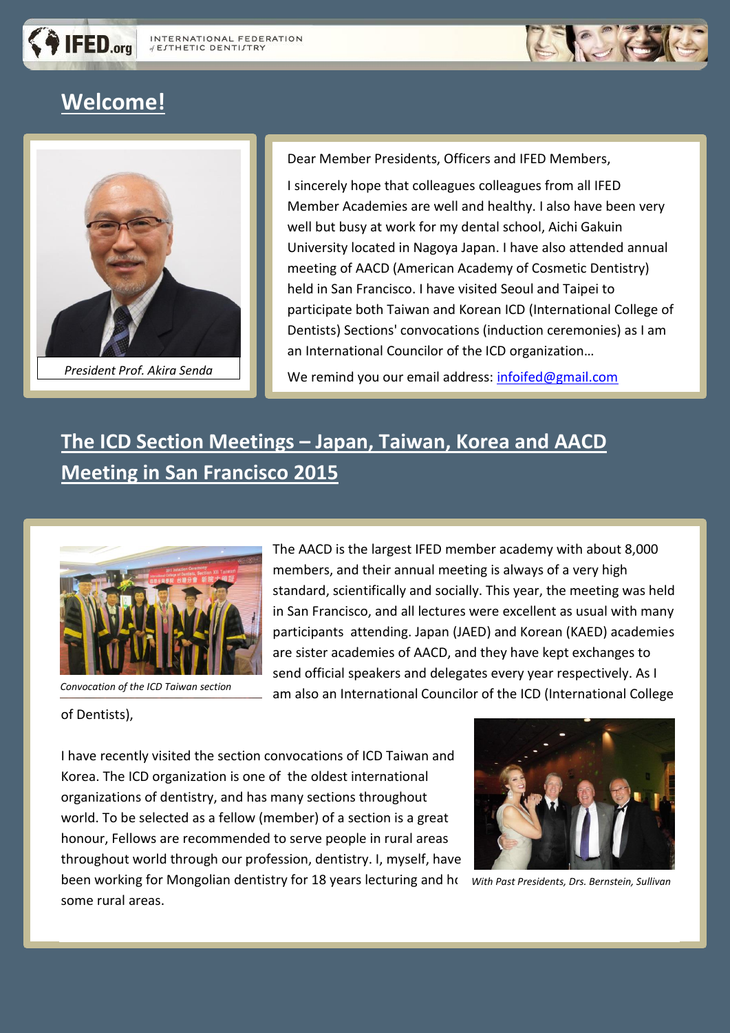IFED.org INTERNATIONAL FEDERATION of ESTHETIC DENTISTRY

## Welcome!

*President Prof. Akira Senda*

Dear Member Presidents, Officers and IFED Members,

I sincerely hope that colleagues colleagues from all IFED Member Academies are well and healthy. I also have been very well but busy at work for my dental school, Aichi Gakuin University located in Nagoya Japan. I have also attended annual meeting of AACD (American Academy of Cosmetic Dentistry) held in San Francisco. I have visited Seoul and Taipei to participate both Taiwan and Korean ICD (International College of Dentists) Sections' convocations (induction ceremonies) as I am an International Councilor of the ICD organization…

We remind you our email address: [infoifed@gmail.com](mailto:infoifed@gmail.com)

## The ICD Section Meetings – Japan, Taiwan, Korea and AACD Meeting in San Francisco 2015

*Convocation of the ICD Taiwan section*

The AACD is the largest IFED member academy with about 8,000 members, and their annual meeting is always of a very high standard, scientifically and socially. This year, the meeting was held in San Francisco, and all lectures were excellent as usual with many participants attending. Japan (JAED) and Korean (KAED) academies are sister academies of AACD, and they have kept exchanges to send official speakers and delegates every year respectively. As I am also an International Councilor of the ICD (International College of Dentists),

I have recently visited the section convocations of ICD Taiwan and Korea. The ICD organization is one of the oldest international organizations of dentistry, and has many sections throughout world. To be selected as a fellow (member) of a section is a great honour, Fellows are recommended to serve people in rural areas throughout world through our profession, dentistry. I, myself, have been working for Mongolian dentistry for 18 years lecturing and h some rural areas.

*With Past Presidents, Drs. Bernstein, Sullivan*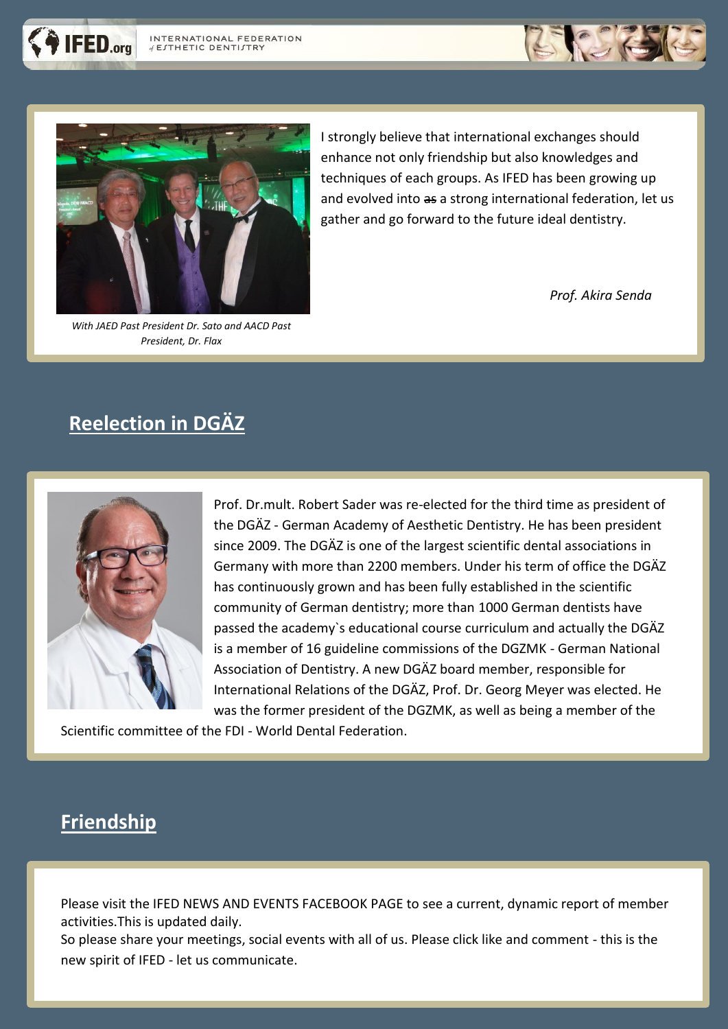I strongly believe that international exchanges should enhance not only friendship but also knowledges and techniques of each groups. As IFED has been growing up and evolved into ~~as~~ a strong international federation, let us gather and go forward to the future ideal dentistry.

*Prof. Akira Senda*

*With JAED Past President Dr. Sato and AACD Past President, Dr. Flax*

## Reelection in DGÄZ

Prof. Dr.mult. Robert Sader was re-elected for the third time as president of the DGÄZ - German Academy of Aesthetic Dentistry. He has been president since 2009. The DGÄZ is one of the largest scientific dental associations in Germany with more than 2200 members. Under his term of office the DGÄZ has continuously grown and has been fully established in the scientific community of German dentistry; more than 1000 German dentists have passed the academy`s educational course curriculum and actually the DGÄZ is a member of 16 guideline commissions of the DGZMK - German National Association of Dentistry. A new DGÄZ board member, responsible for International Relations of the DGÄZ, Prof. Dr. Georg Meyer was elected. He was the former president of the DGZMK, as well as being a member of the Scientific committee of the FDI - World Dental Federation.

## Friendship

Please visit the IFED NEWS AND EVENTS FACEBOOK PAGE to see a current, dynamic report of member activities.This is updated daily.
So please share your meetings, social events with all of us. Please click like and comment - this is the new spirit of IFED - let us communicate.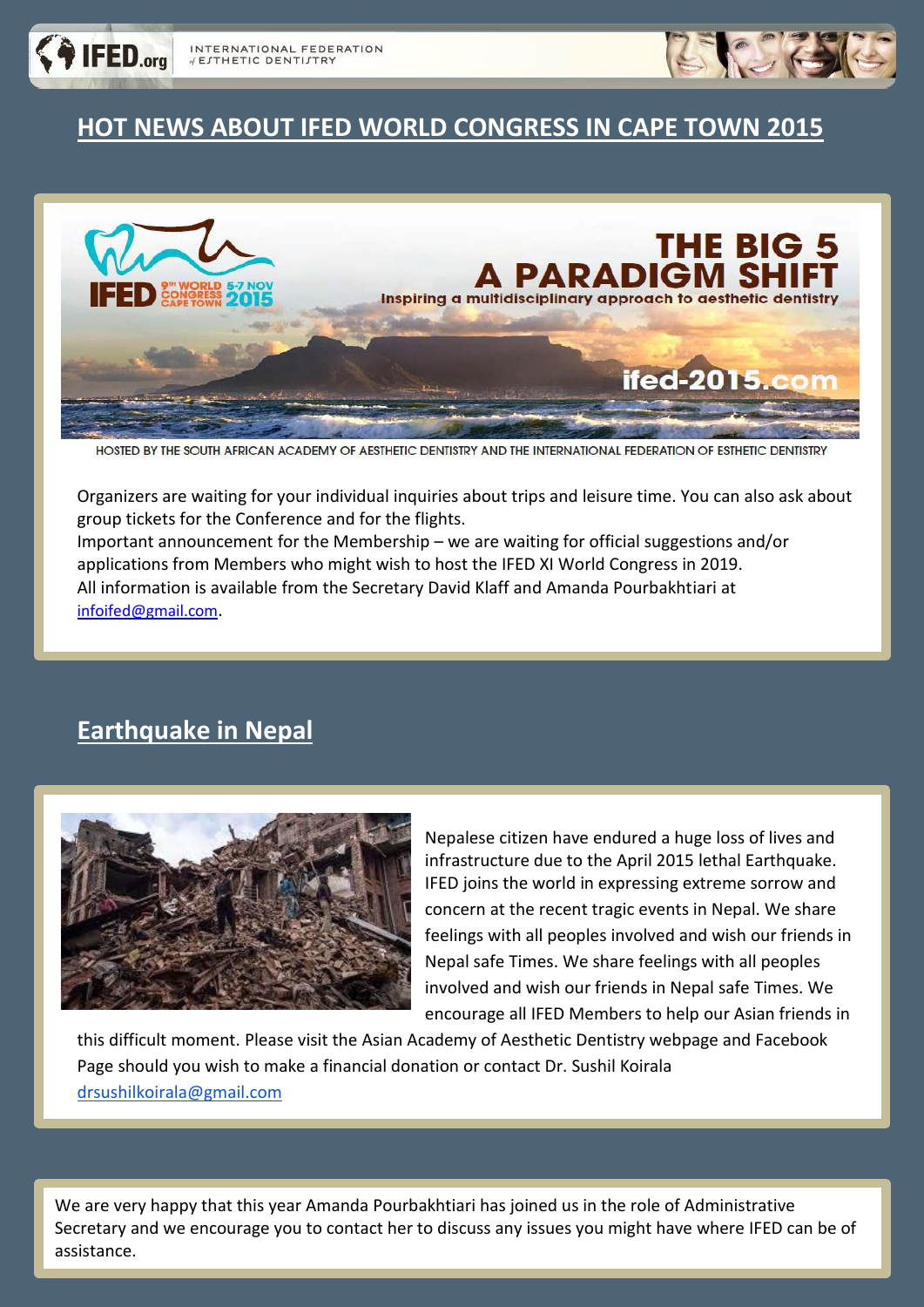# HOT NEWS ABOUT IFED WORLD CONGRESS IN CAPE TOWN 2015

IFED 9TH WORLD CONGRESS CAPE TOWN 5-7 NOV 2015

THE BIG 5
A PARADIGM SHIFT
Inspiring a multidisciplinary approach to aesthetic dentistry

ifed-2015.com

HOSTED BY THE SOUTH AFRICAN ACADEMY OF AESTHETIC DENTISTRY AND THE INTERNATIONAL FEDERATION OF ESTHETIC DENTISTRY

Organizers are waiting for your individual inquiries about trips and leisure time. You can also ask about group tickets for the Conference and for the flights.
Important announcement for the Membership – we are waiting for official suggestions and/or applications from Members who might wish to host the IFED XI World Congress in 2019.
All information is available from the Secretary David Klaff and Amanda Pourbakhtiari at infoifed@gmail.com.

## Earthquake in Nepal

Nepalese citizen have endured a huge loss of lives and infrastructure due to the April 2015 lethal Earthquake. IFED joins the world in expressing extreme sorrow and concern at the recent tragic events in Nepal. We share feelings with all peoples involved and wish our friends in Nepal safe Times. We share feelings with all peoples involved and wish our friends in Nepal safe Times. We encourage all IFED Members to help our Asian friends in this difficult moment. Please visit the Asian Academy of Aesthetic Dentistry webpage and Facebook Page should you wish to make a financial donation or contact Dr. Sushil Koirala drsushilkoirala@gmail.com

We are very happy that this year Amanda Pourbakhtiari has joined us in the role of Administrative Secretary and we encourage you to contact her to discuss any issues you might have where IFED can be of assistance.